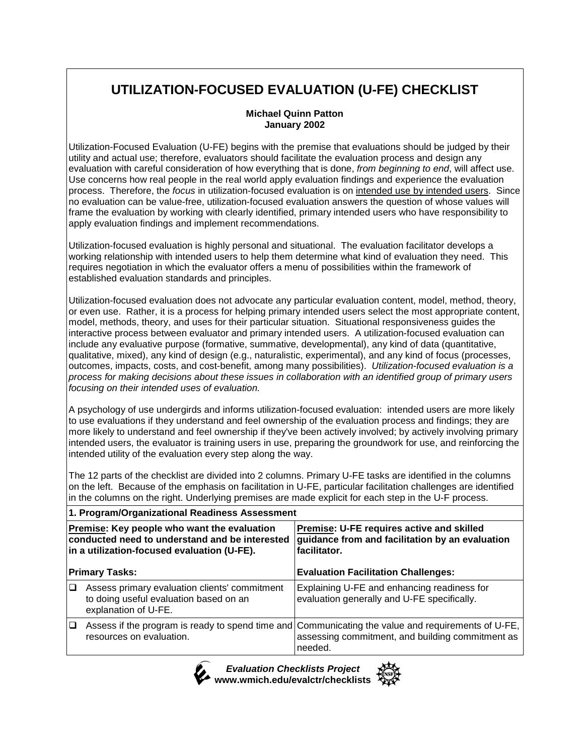# UTILIZATION-FOCUSED EVALUATION (U-FE) CHECKLIST

**Michael Quinn Patton**
**January 2002**

Utilization-Focused Evaluation (U-FE) begins with the premise that evaluations should be judged by their utility and actual use; therefore, evaluators should facilitate the evaluation process and design any evaluation with careful consideration of how everything that is done, *from beginning to end*, will affect use. Use concerns how real people in the real world apply evaluation findings and experience the evaluation process. Therefore, the *focus* in utilization-focused evaluation is on intended use by intended users. Since no evaluation can be value-free, utilization-focused evaluation answers the question of whose values will frame the evaluation by working with clearly identified, primary intended users who have responsibility to apply evaluation findings and implement recommendations.

Utilization-focused evaluation is highly personal and situational. The evaluation facilitator develops a working relationship with intended users to help them determine what kind of evaluation they need. This requires negotiation in which the evaluator offers a menu of possibilities within the framework of established evaluation standards and principles.

Utilization-focused evaluation does not advocate any particular evaluation content, model, method, theory, or even use. Rather, it is a process for helping primary intended users select the most appropriate content, model, methods, theory, and uses for their particular situation. Situational responsiveness guides the interactive process between evaluator and primary intended users. A utilization-focused evaluation can include any evaluative purpose (formative, summative, developmental), any kind of data (quantitative, qualitative, mixed), any kind of design (e.g., naturalistic, experimental), and any kind of focus (processes, outcomes, impacts, costs, and cost-benefit, among many possibilities). *Utilization-focused evaluation is a process for making decisions about these issues in collaboration with an identified group of primary users focusing on their intended uses of evaluation.*

A psychology of use undergirds and informs utilization-focused evaluation: intended users are more likely to use evaluations if they understand and feel ownership of the evaluation process and findings; they are more likely to understand and feel ownership if they've been actively involved; by actively involving primary intended users, the evaluator is training users in use, preparing the groundwork for use, and reinforcing the intended utility of the evaluation every step along the way.

The 12 parts of the checklist are divided into 2 columns. Primary U-FE tasks are identified in the columns on the left. Because of the emphasis on facilitation in U-FE, particular facilitation challenges are identified in the columns on the right. Underlying premises are made explicit for each step in the U-F process.

| **1. Program/Organizational Readiness Assessment** | |
|---|---|
| **Premise: Key people who want the evaluation conducted need to understand and be interested in a utilization-focused evaluation (U-FE).** | **Premise: U-FE requires active and skilled guidance from and facilitation by an evaluation facilitator.** |
| **Primary Tasks:** | **Evaluation Facilitation Challenges:** |
| ❑ Assess primary evaluation clients' commitment to doing useful evaluation based on an explanation of U-FE. | Explaining U-FE and enhancing readiness for evaluation generally and U-FE specifically. |
| ❑ Assess if the program is ready to spend time and resources on evaluation. | Communicating the value and requirements of U-FE, assessing commitment, and building commitment as needed. |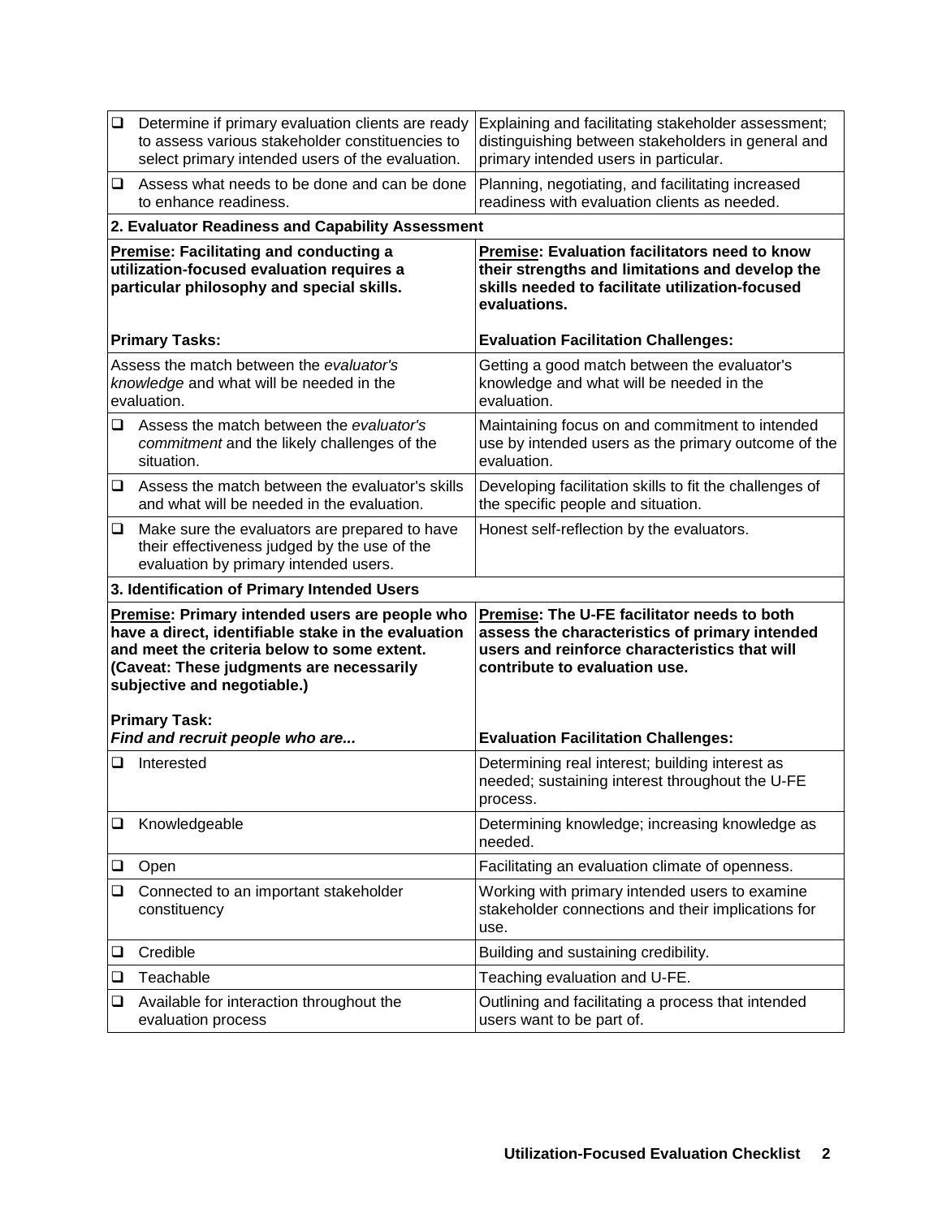| | |
|---|---|
| ❑ Determine if primary evaluation clients are ready to assess various stakeholder constituencies to select primary intended users of the evaluation. | Explaining and facilitating stakeholder assessment; distinguishing between stakeholders in general and primary intended users in particular. |
| ❑ Assess what needs to be done and can be done to enhance readiness. | Planning, negotiating, and facilitating increased readiness with evaluation clients as needed. |
| **2. Evaluator Readiness and Capability Assessment** | |
| **<u>Premise</u>: Facilitating and conducting a utilization-focused evaluation requires a particular philosophy and special skills.** <br><br> **Primary Tasks:** | **<u>Premise</u>: Evaluation facilitators need to know their strengths and limitations and develop the skills needed to facilitate utilization-focused evaluations.** <br><br> **Evaluation Facilitation Challenges:** |
| Assess the match between the *evaluator's knowledge* and what will be needed in the evaluation. | Getting a good match between the evaluator's knowledge and what will be needed in the evaluation. |
| ❑ Assess the match between the *evaluator's commitment* and the likely challenges of the situation. | Maintaining focus on and commitment to intended use by intended users as the primary outcome of the evaluation. |
| ❑ Assess the match between the evaluator's skills and what will be needed in the evaluation. | Developing facilitation skills to fit the challenges of the specific people and situation. |
| ❑ Make sure the evaluators are prepared to have their effectiveness judged by the use of the evaluation by primary intended users. | Honest self-reflection by the evaluators. |
| **3. Identification of Primary Intended Users** | |
| **<u>Premise</u>: Primary intended users are people who have a direct, identifiable stake in the evaluation and meet the criteria below to some extent. (Caveat: These judgments are necessarily subjective and negotiable.)** <br><br> **Primary Task:** <br> ***Find and recruit people who are...*** | **<u>Premise</u>: The U-FE facilitator needs to both assess the characteristics of primary intended users and reinforce characteristics that will contribute to evaluation use.** <br><br> **Evaluation Facilitation Challenges:** |
| ❑ Interested | Determining real interest; building interest as needed; sustaining interest throughout the U-FE process. |
| ❑ Knowledgeable | Determining knowledge; increasing knowledge as needed. |
| ❑ Open | Facilitating an evaluation climate of openness. |
| ❑ Connected to an important stakeholder constituency | Working with primary intended users to examine stakeholder connections and their implications for use. |
| ❑ Credible | Building and sustaining credibility. |
| ❑ Teachable | Teaching evaluation and U-FE. |
| ❑ Available for interaction throughout the evaluation process | Outlining and facilitating a process that intended users want to be part of. |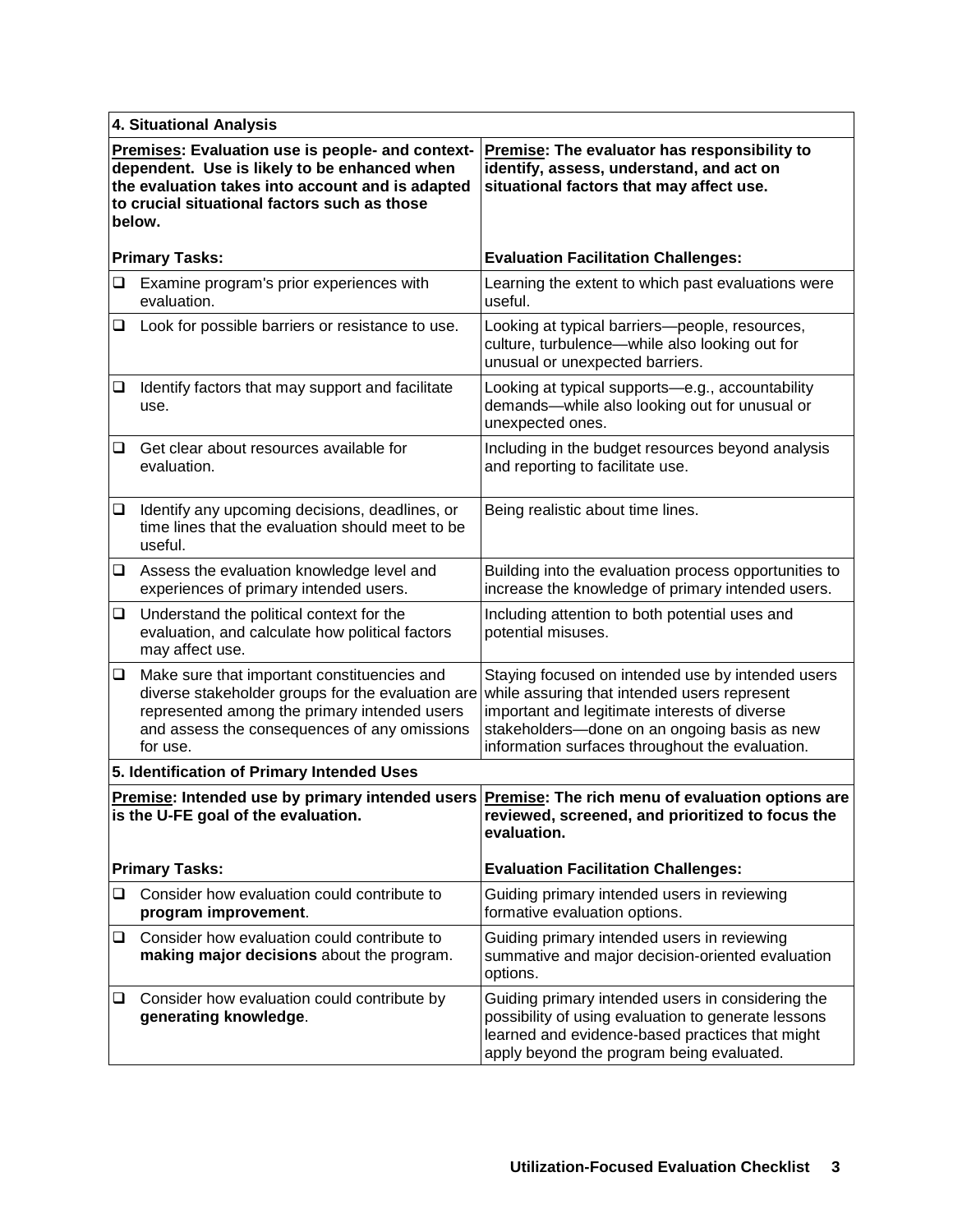| **4. Situational Analysis** | |
|---|---|
| **<u>Premises</u>: Evaluation use is people- and context-dependent. Use is likely to be enhanced when the evaluation takes into account and is adapted to crucial situational factors such as those below.** | **<u>Premise</u>: The evaluator has responsibility to identify, assess, understand, and act on situational factors that may affect use.** |
| **Primary Tasks:** | **Evaluation Facilitation Challenges:** |
| ❑ Examine program's prior experiences with evaluation. | Learning the extent to which past evaluations were useful. |
| ❑ Look for possible barriers or resistance to use. | Looking at typical barriers—people, resources, culture, turbulence—while also looking out for unusual or unexpected barriers. |
| ❑ Identify factors that may support and facilitate use. | Looking at typical supports—e.g., accountability demands—while also looking out for unusual or unexpected ones. |
| ❑ Get clear about resources available for evaluation. | Including in the budget resources beyond analysis and reporting to facilitate use. |
| ❑ Identify any upcoming decisions, deadlines, or time lines that the evaluation should meet to be useful. | Being realistic about time lines. |
| ❑ Assess the evaluation knowledge level and experiences of primary intended users. | Building into the evaluation process opportunities to increase the knowledge of primary intended users. |
| ❑ Understand the political context for the evaluation, and calculate how political factors may affect use. | Including attention to both potential uses and potential misuses. |
| ❑ Make sure that important constituencies and diverse stakeholder groups for the evaluation are represented among the primary intended users and assess the consequences of any omissions for use. | Staying focused on intended use by intended users while assuring that intended users represent important and legitimate interests of diverse stakeholders—done on an ongoing basis as new information surfaces throughout the evaluation. |
| **5. Identification of Primary Intended Uses** | |
| **<u>Premise</u>: Intended use by primary intended users is the U-FE goal of the evaluation.** | **<u>Premise</u>: The rich menu of evaluation options are reviewed, screened, and prioritized to focus the evaluation.** |
| **Primary Tasks:** | **Evaluation Facilitation Challenges:** |
| ❑ Consider how evaluation could contribute to **program improvement**. | Guiding primary intended users in reviewing formative evaluation options. |
| ❑ Consider how evaluation could contribute to **making major decisions** about the program. | Guiding primary intended users in reviewing summative and major decision-oriented evaluation options. |
| ❑ Consider how evaluation could contribute by **generating knowledge**. | Guiding primary intended users in considering the possibility of using evaluation to generate lessons learned and evidence-based practices that might apply beyond the program being evaluated. |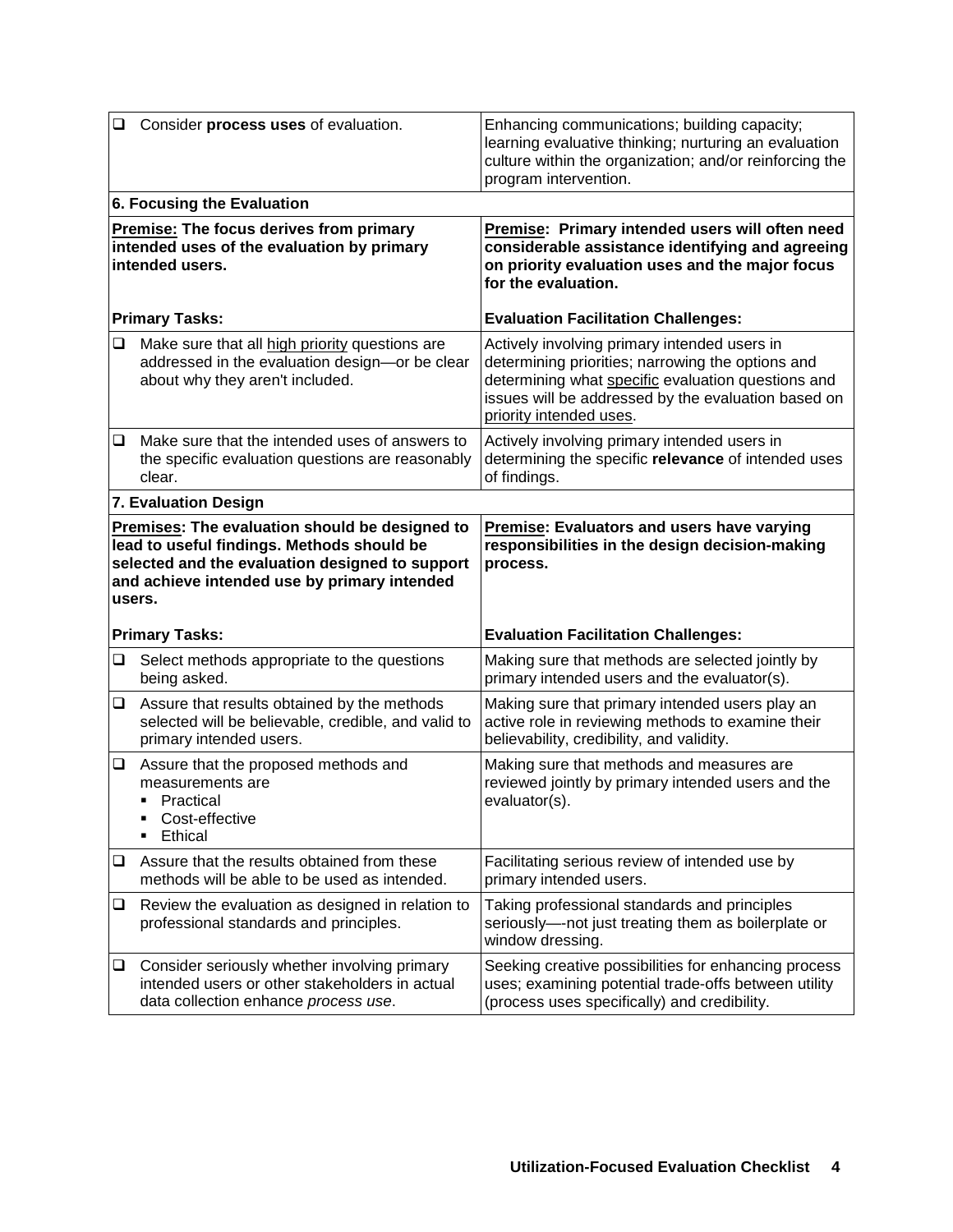| Primary Tasks | Evaluation Facilitation Challenges |
|---|---|
| ❑ Consider **process uses** of evaluation. | Enhancing communications; building capacity; learning evaluative thinking; nurturing an evaluation culture within the organization; and/or reinforcing the program intervention. |
| **6. Focusing the Evaluation** | |
| **Premise: The focus derives from primary intended uses of the evaluation by primary intended users.** | **Premise: Primary intended users will often need considerable assistance identifying and agreeing on priority evaluation uses and the major focus for the evaluation.** |
| **Primary Tasks:** | **Evaluation Facilitation Challenges:** |
| ❑ Make sure that all high priority questions are addressed in the evaluation design—or be clear about why they aren't included. | Actively involving primary intended users in determining priorities; narrowing the options and determining what specific evaluation questions and issues will be addressed by the evaluation based on priority intended uses. |
| ❑ Make sure that the intended uses of answers to the specific evaluation questions are reasonably clear. | Actively involving primary intended users in determining the specific **relevance** of intended uses of findings. |
| **7. Evaluation Design** | |
| **Premises: The evaluation should be designed to lead to useful findings. Methods should be selected and the evaluation designed to support and achieve intended use by primary intended users.** | **Premise: Evaluators and users have varying responsibilities in the design decision-making process.** |
| **Primary Tasks:** | **Evaluation Facilitation Challenges:** |
| ❑ Select methods appropriate to the questions being asked. | Making sure that methods are selected jointly by primary intended users and the evaluator(s). |
| ❑ Assure that results obtained by the methods selected will be believable, credible, and valid to primary intended users. | Making sure that primary intended users play an active role in reviewing methods to examine their believability, credibility, and validity. |
| ❑ Assure that the proposed methods and measurements are<br>▪ Practical<br>▪ Cost-effective<br>▪ Ethical | Making sure that methods and measures are reviewed jointly by primary intended users and the evaluator(s). |
| ❑ Assure that the results obtained from these methods will be able to be used as intended. | Facilitating serious review of intended use by primary intended users. |
| ❑ Review the evaluation as designed in relation to professional standards and principles. | Taking professional standards and principles seriously—-not just treating them as boilerplate or window dressing. |
| ❑ Consider seriously whether involving primary intended users or other stakeholders in actual data collection enhance *process use*. | Seeking creative possibilities for enhancing process uses; examining potential trade-offs between utility (process uses specifically) and credibility. |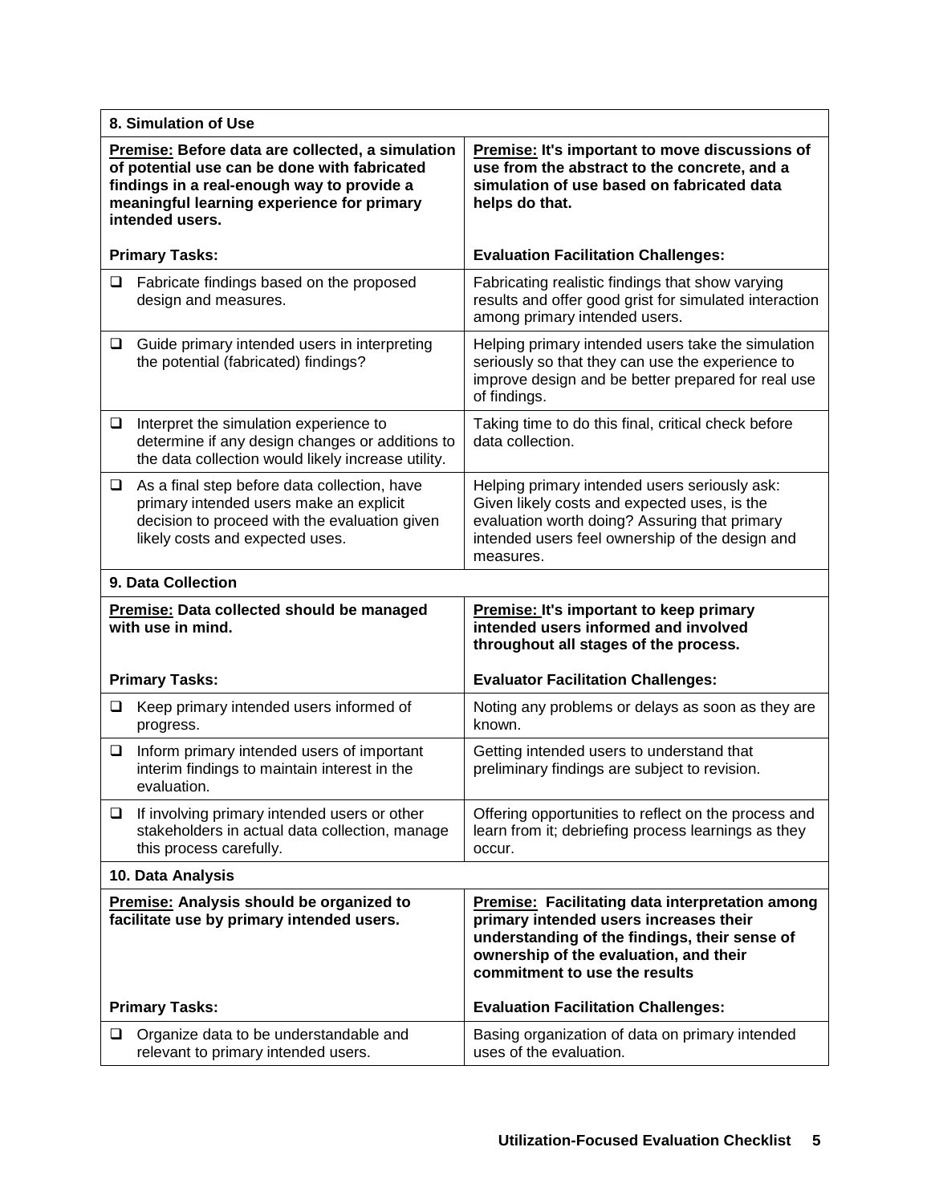| 8. Simulation of Use | |
|---|---|
| **Premise: Before data are collected, a simulation of potential use can be done with fabricated findings in a real-enough way to provide a meaningful learning experience for primary intended users.** | **Premise: It's important to move discussions of use from the abstract to the concrete, and a simulation of use based on fabricated data helps do that.** |
| **Primary Tasks:** | **Evaluation Facilitation Challenges:** |
| ❑ Fabricate findings based on the proposed design and measures. | Fabricating realistic findings that show varying results and offer good grist for simulated interaction among primary intended users. |
| ❑ Guide primary intended users in interpreting the potential (fabricated) findings? | Helping primary intended users take the simulation seriously so that they can use the experience to improve design and be better prepared for real use of findings. |
| ❑ Interpret the simulation experience to determine if any design changes or additions to the data collection would likely increase utility. | Taking time to do this final, critical check before data collection. |
| ❑ As a final step before data collection, have primary intended users make an explicit decision to proceed with the evaluation given likely costs and expected uses. | Helping primary intended users seriously ask: Given likely costs and expected uses, is the evaluation worth doing? Assuring that primary intended users feel ownership of the design and measures. |
| **9. Data Collection** | |
| **Premise: Data collected should be managed with use in mind.** | **Premise: It's important to keep primary intended users informed and involved throughout all stages of the process.** |
| **Primary Tasks:** | **Evaluator Facilitation Challenges:** |
| ❑ Keep primary intended users informed of progress. | Noting any problems or delays as soon as they are known. |
| ❑ Inform primary intended users of important interim findings to maintain interest in the evaluation. | Getting intended users to understand that preliminary findings are subject to revision. |
| ❑ If involving primary intended users or other stakeholders in actual data collection, manage this process carefully. | Offering opportunities to reflect on the process and learn from it; debriefing process learnings as they occur. |
| **10. Data Analysis** | |
| **Premise: Analysis should be organized to facilitate use by primary intended users.** | **Premise: Facilitating data interpretation among primary intended users increases their understanding of the findings, their sense of ownership of the evaluation, and their commitment to use the results** |
| **Primary Tasks:** | **Evaluation Facilitation Challenges:** |
| ❑ Organize data to be understandable and relevant to primary intended users. | Basing organization of data on primary intended uses of the evaluation. |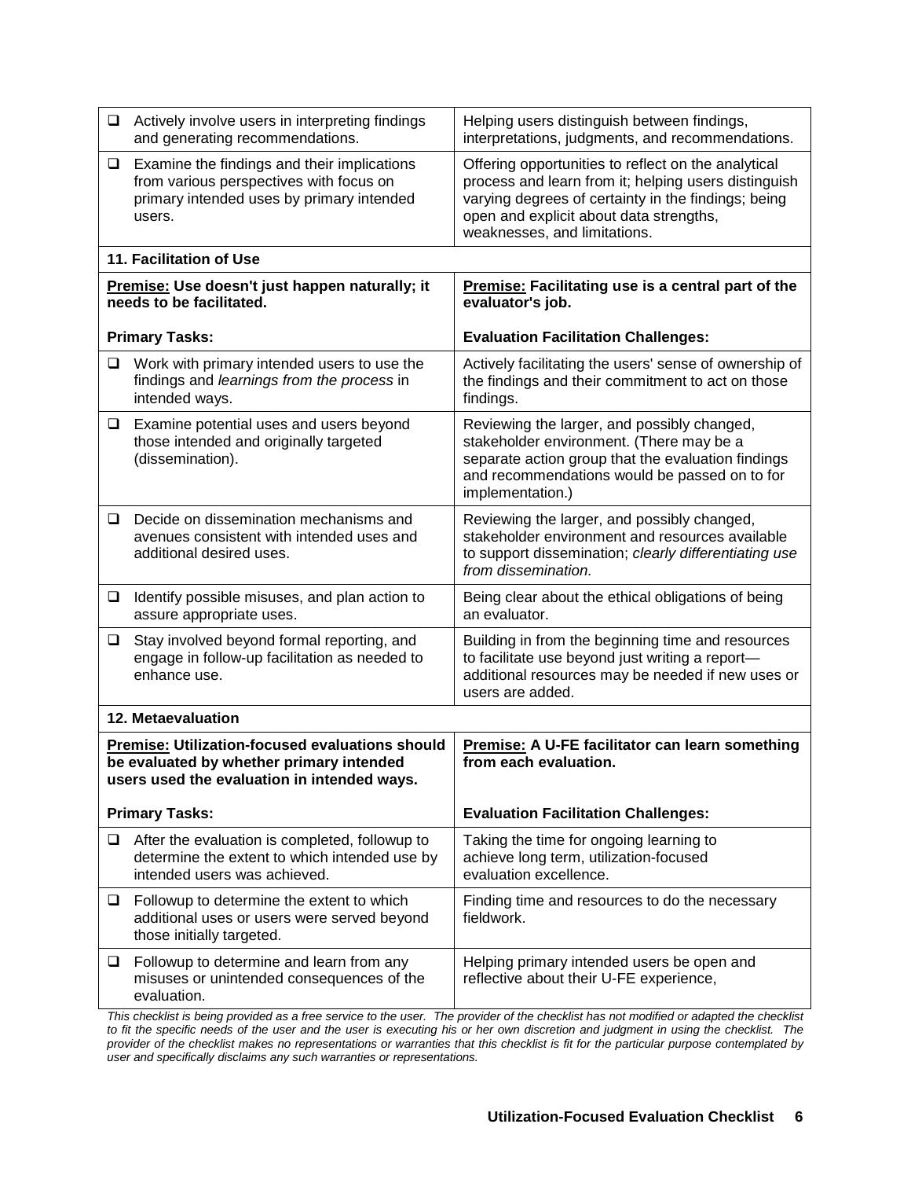| | |
|---|---|
| ❑ Actively involve users in interpreting findings and generating recommendations. | Helping users distinguish between findings, interpretations, judgments, and recommendations. |
| ❑ Examine the findings and their implications from various perspectives with focus on primary intended uses by primary intended users. | Offering opportunities to reflect on the analytical process and learn from it; helping users distinguish varying degrees of certainty in the findings; being open and explicit about data strengths, weaknesses, and limitations. |
| **11. Facilitation of Use** | |
| **Premise: Use doesn't just happen naturally; it needs to be facilitated.** | **Premise: Facilitating use is a central part of the evaluator's job.** |
| **Primary Tasks:** | **Evaluation Facilitation Challenges:** |
| ❑ Work with primary intended users to use the findings and *learnings from the process* in intended ways. | Actively facilitating the users' sense of ownership of the findings and their commitment to act on those findings. |
| ❑ Examine potential uses and users beyond those intended and originally targeted (dissemination). | Reviewing the larger, and possibly changed, stakeholder environment. (There may be a separate action group that the evaluation findings and recommendations would be passed on to for implementation.) |
| ❑ Decide on dissemination mechanisms and avenues consistent with intended uses and additional desired uses. | Reviewing the larger, and possibly changed, stakeholder environment and resources available to support dissemination; *clearly differentiating use from dissemination.* |
| ❑ Identify possible misuses, and plan action to assure appropriate uses. | Being clear about the ethical obligations of being an evaluator. |
| ❑ Stay involved beyond formal reporting, and engage in follow-up facilitation as needed to enhance use. | Building in from the beginning time and resources to facilitate use beyond just writing a report—additional resources may be needed if new uses or users are added. |
| **12. Metaevaluation** | |
| **Premise: Utilization-focused evaluations should be evaluated by whether primary intended users used the evaluation in intended ways.** | **Premise: A U-FE facilitator can learn something from each evaluation.** |
| **Primary Tasks:** | **Evaluation Facilitation Challenges:** |
| ❑ After the evaluation is completed, followup to determine the extent to which intended use by intended users was achieved. | Taking the time for ongoing learning to achieve long term, utilization-focused evaluation excellence. |
| ❑ Followup to determine the extent to which additional uses or users were served beyond those initially targeted. | Finding time and resources to do the necessary fieldwork. |
| ❑ Followup to determine and learn from any misuses or unintended consequences of the evaluation. | Helping primary intended users be open and reflective about their U-FE experience, |

*This checklist is being provided as a free service to the user. The provider of the checklist has not modified or adapted the checklist to fit the specific needs of the user and the user is executing his or her own discretion and judgment in using the checklist. The provider of the checklist makes no representations or warranties that this checklist is fit for the particular purpose contemplated by user and specifically disclaims any such warranties or representations.*